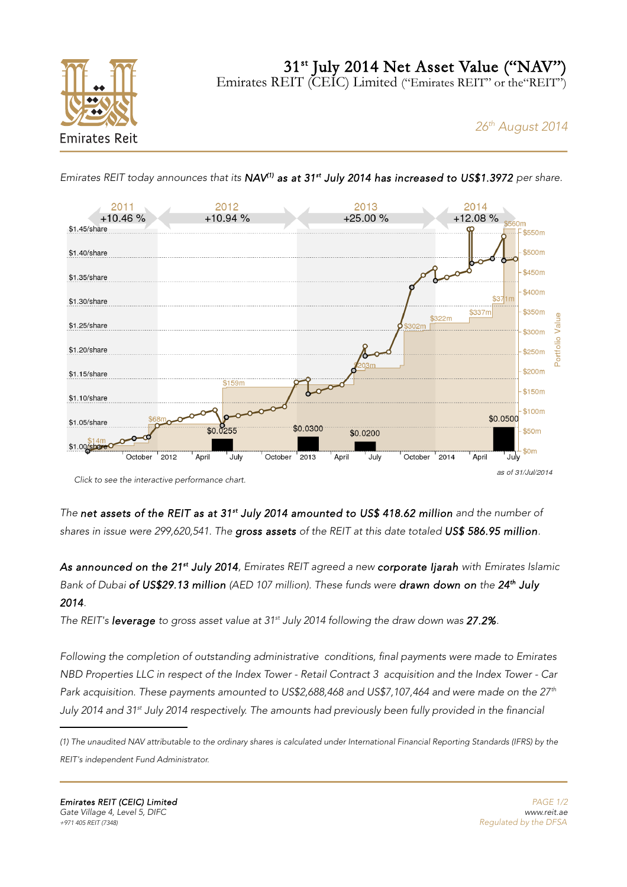# 31st July 2014 Net Asset Value ("NAV")

Emirates REIT (CEIC) Limited ("Emirates REIT" or the "REIT")

*26th August 2014*

*Emirates REIT today announces that its **NAV(1) as at 31st July 2014 has increased to US$1.3972** per share.*

*Click to see the interactive performance chart.*

*The **net assets of the REIT as at 31st July 2014 amounted to US$ 418.62 million** and the number of shares in issue were 299,620,541. The **gross assets** of the REIT at this date totaled **US$ 586.95 million**.*

***As announced on the 21st July 2014**, Emirates REIT agreed a new **corporate Ijarah** with Emirates Islamic Bank of Dubai **of US$29.13 million** (AED 107 million). These funds were **drawn down on** the **24th July 2014**.*

*The REIT's **leverage** to gross asset value at 31st July 2014 following the draw down was **27.2%**.*

*Following the completion of outstanding administrative conditions, final payments were made to Emirates NBD Properties LLC in respect of the Index Tower - Retail Contract 3 acquisition and the Index Tower - Car Park acquisition. These payments amounted to US$2,688,468 and US$7,107,464 and were made on the 27th July 2014 and 31st July 2014 respectively. The amounts had previously been fully provided in the financial*

---

*(1) The unaudited NAV attributable to the ordinary shares is calculated under International Financial Reporting Standards (IFRS) by the REIT's independent Fund Administrator.*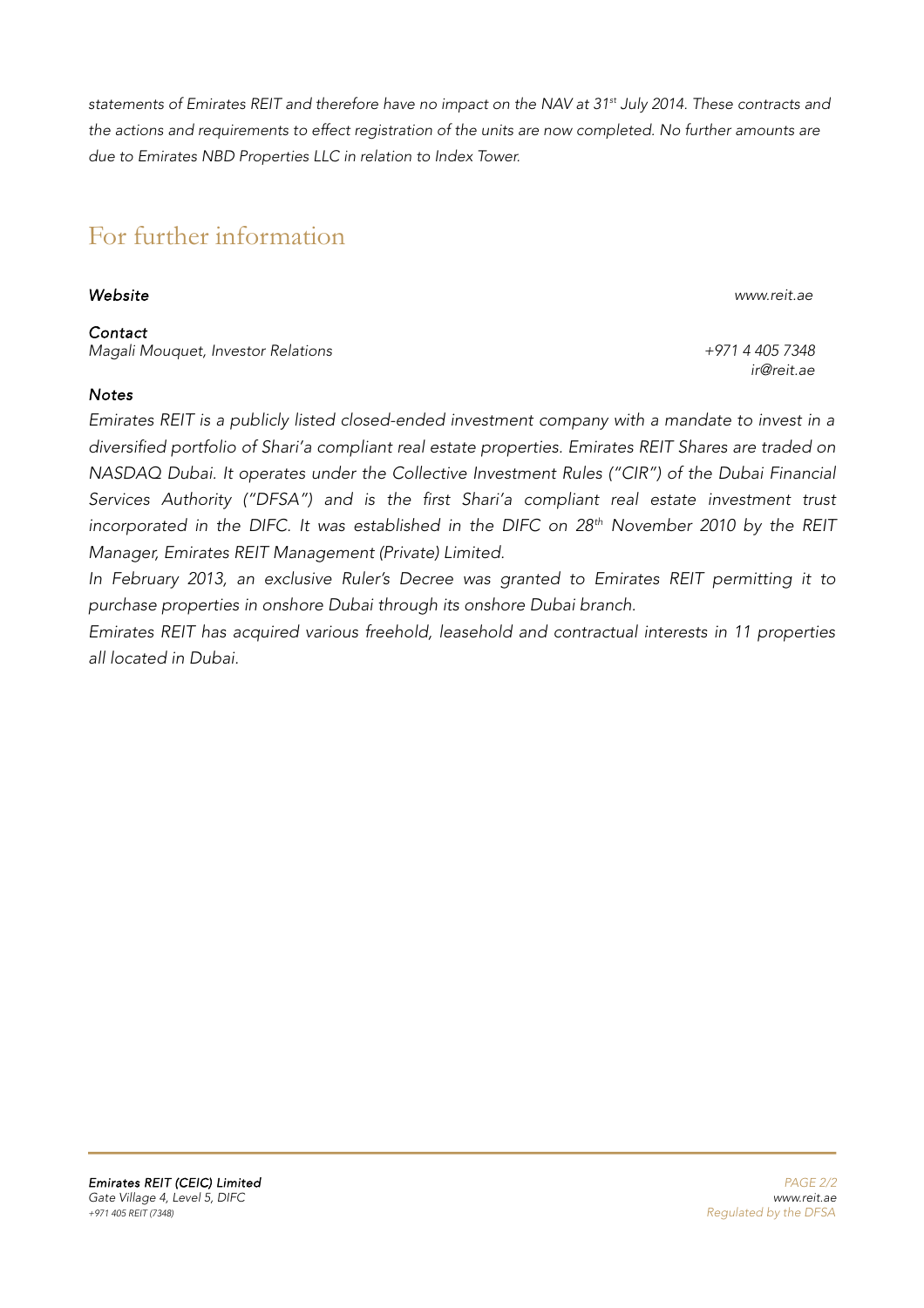*statements of Emirates REIT and therefore have no impact on the NAV at 31st July 2014. These contracts and the actions and requirements to effect registration of the units are now completed. No further amounts are due to Emirates NBD Properties LLC in relation to Index Tower.*

## For further information

***Website*** *www.reit.ae*

***Contact***
*Magali Mouquet, Investor Relations* *+971 4 405 7348*
*ir@reit.ae*

***Notes***

*Emirates REIT is a publicly listed closed-ended investment company with a mandate to invest in a diversified portfolio of Shari'a compliant real estate properties. Emirates REIT Shares are traded on NASDAQ Dubai. It operates under the Collective Investment Rules ("CIR") of the Dubai Financial Services Authority ("DFSA") and is the first Shari'a compliant real estate investment trust incorporated in the DIFC. It was established in the DIFC on 28th November 2010 by the REIT Manager, Emirates REIT Management (Private) Limited.*

*In February 2013, an exclusive Ruler's Decree was granted to Emirates REIT permitting it to purchase properties in onshore Dubai through its onshore Dubai branch.*

*Emirates REIT has acquired various freehold, leasehold and contractual interests in 11 properties all located in Dubai.*

***Emirates REIT (CEIC) Limited***
*Gate Village 4, Level 5, DIFC*
*+971 405 REIT (7348)*

*www.reit.ae*
*Regulated by the DFSA*